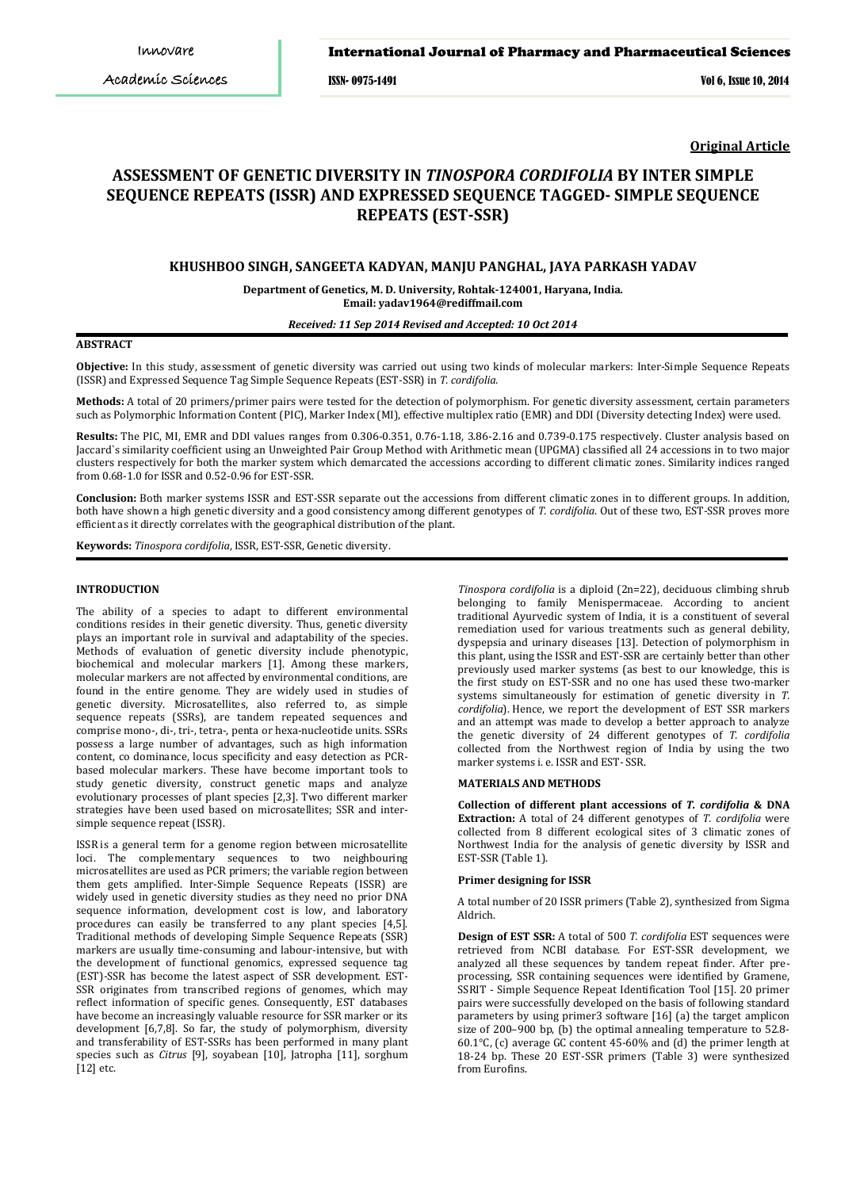**Original Article**

# ASSESSMENT OF GENETIC DIVERSITY IN *TINOSPORA CORDIFOLIA* BY INTER SIMPLE SEQUENCE REPEATS (ISSR) AND EXPRESSED SEQUENCE TAGGED- SIMPLE SEQUENCE REPEATS (EST-SSR)

**KHUSHBOO SINGH, SANGEETA KADYAN, MANJU PANGHAL, JAYA PARKASH YADAV**

**Department of Genetics, M. D. University, Rohtak-124001, Haryana, India.**
**Email: yadav1964@rediffmail.com**

*Received: 11 Sep 2014 Revised and Accepted: 10 Oct 2014*

## ABSTRACT

**Objective:** In this study, assessment of genetic diversity was carried out using two kinds of molecular markers: Inter-Simple Sequence Repeats (ISSR) and Expressed Sequence Tag Simple Sequence Repeats (EST-SSR) in *T. cordifolia.*

**Methods:** A total of 20 primers/primer pairs were tested for the detection of polymorphism. For genetic diversity assessment, certain parameters such as Polymorphic Information Content (PIC), Marker Index (MI), effective multiplex ratio (EMR) and DDI (Diversity detecting Index) were used.

**Results:** The PIC, MI, EMR and DDI values ranges from 0.306-0.351, 0.76-1.18, 3.86-2.16 and 0.739-0.175 respectively. Cluster analysis based on Jaccard`s similarity coefficient using an Unweighted Pair Group Method with Arithmetic mean (UPGMA) classified all 24 accessions in to two major clusters respectively for both the marker system which demarcated the accessions according to different climatic zones. Similarity indices ranged from 0.68-1.0 for ISSR and 0.52-0.96 for EST-SSR.

**Conclusion:** Both marker systems ISSR and EST-SSR separate out the accessions from different climatic zones in to different groups. In addition, both have shown a high genetic diversity and a good consistency among different genotypes of *T. cordifolia*. Out of these two, EST-SSR proves more efficient as it directly correlates with the geographical distribution of the plant.

**Keywords:** *Tinospora cordifolia*, ISSR, EST-SSR, Genetic diversity.

## INTRODUCTION

The ability of a species to adapt to different environmental conditions resides in their genetic diversity. Thus, genetic diversity plays an important role in survival and adaptability of the species. Methods of evaluation of genetic diversity include phenotypic, biochemical and molecular markers [1]. Among these markers, molecular markers are not affected by environmental conditions, are found in the entire genome. They are widely used in studies of genetic diversity. Microsatellites, also referred to, as simple sequence repeats (SSRs), are tandem repeated sequences and comprise mono-, di-, tri-, tetra-, penta or hexa-nucleotide units. SSRs possess a large number of advantages, such as high information content, co dominance, locus specificity and easy detection as PCR-based molecular markers. These have become important tools to study genetic diversity, construct genetic maps and analyze evolutionary processes of plant species [2,3]. Two different marker strategies have been used based on microsatellites; SSR and inter-simple sequence repeat (ISSR).

ISSR is a general term for a genome region between microsatellite loci. The complementary sequences to two neighbouring microsatellites are used as PCR primers; the variable region between them gets amplified. Inter-Simple Sequence Repeats (ISSR) are widely used in genetic diversity studies as they need no prior DNA sequence information, development cost is low, and laboratory procedures can easily be transferred to any plant species [4,5]. Traditional methods of developing Simple Sequence Repeats (SSR) markers are usually time-consuming and labour-intensive, but with the development of functional genomics, expressed sequence tag (EST)-SSR has become the latest aspect of SSR development. EST-SSR originates from transcribed regions of genomes, which may reflect information of specific genes. Consequently, EST databases have become an increasingly valuable resource for SSR marker or its development [6,7,8]. So far, the study of polymorphism, diversity and transferability of EST-SSRs has been performed in many plant species such as *Citrus* [9], soyabean [10], Jatropha [11], sorghum [12] etc.

*Tinospora cordifolia* is a diploid (2n=22), deciduous climbing shrub belonging to family Menispermaceae. According to ancient traditional Ayurvedic system of India, it is a constituent of several remediation used for various treatments such as general debility, dyspepsia and urinary diseases [13]. Detection of polymorphism in this plant, using the ISSR and EST-SSR are certainly better than other previously used marker systems (as best to our knowledge, this is the first study on EST-SSR and no one has used these two-marker systems simultaneously for estimation of genetic diversity in *T. cordifolia*). Hence, we report the development of EST SSR markers and an attempt was made to develop a better approach to analyze the genetic diversity of 24 different genotypes of *T. cordifolia* collected from the Northwest region of India by using the two marker systems i. e. ISSR and EST- SSR.

## MATERIALS AND METHODS

**Collection of different plant accessions of *T. cordifolia* & DNA Extraction:** A total of 24 different genotypes of *T. cordifolia* were collected from 8 different ecological sites of 3 climatic zones of Northwest India for the analysis of genetic diversity by ISSR and EST-SSR (Table 1).

### Primer designing for ISSR

A total number of 20 ISSR primers (Table 2), synthesized from Sigma Aldrich.

**Design of EST SSR:** A total of 500 *T. cordifolia* EST sequences were retrieved from NCBI database. For EST-SSR development, we analyzed all these sequences by tandem repeat finder. After pre-processing, SSR containing sequences were identified by Gramene, SSRIT - Simple Sequence Repeat Identification Tool [15]. 20 primer pairs were successfully developed on the basis of following standard parameters by using primer3 software [16] (a) the target amplicon size of 200–900 bp, (b) the optimal annealing temperature to 52.8-60.1°C, (c) average GC content 45-60% and (d) the primer length at 18-24 bp. These 20 EST-SSR primers (Table 3) were synthesized from Eurofins.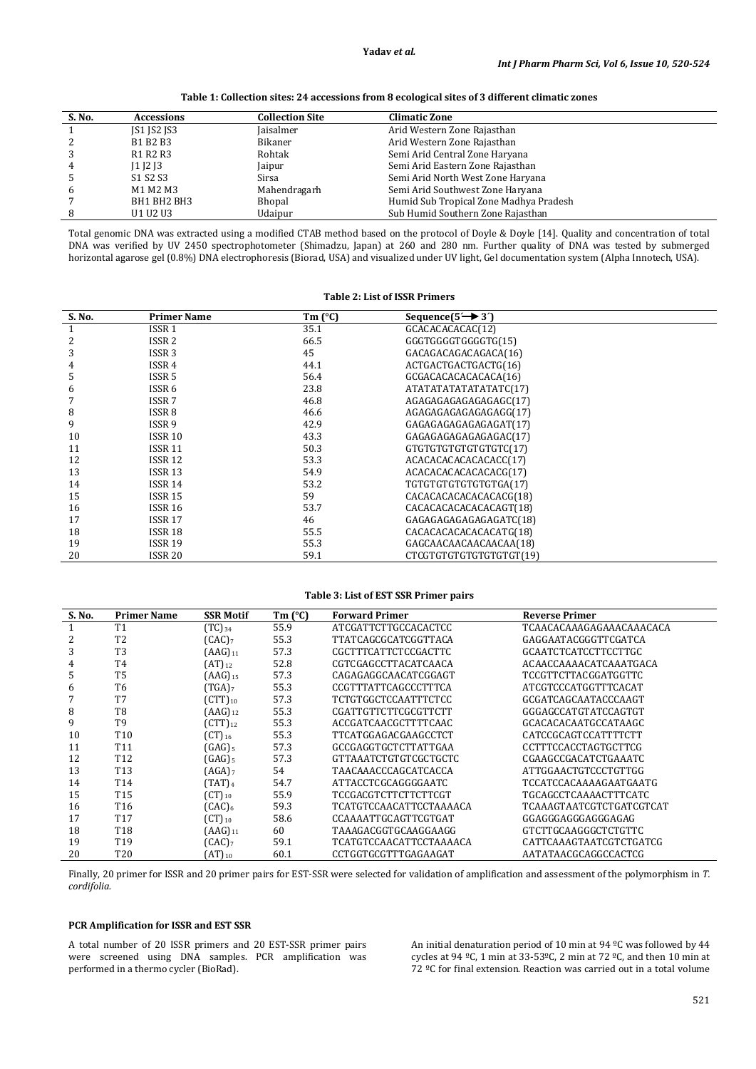**Table 1: Collection sites: 24 accessions from 8 ecological sites of 3 different climatic zones**

| S. No. | Accessions | Collection Site | Climatic Zone |
|---|---|---|---|
| 1 | JS1 JS2 JS3 | Jaisalmer | Arid Western Zone Rajasthan |
| 2 | B1 B2 B3 | Bikaner | Arid Western Zone Rajasthan |
| 3 | R1 R2 R3 | Rohtak | Semi Arid Central Zone Haryana |
| 4 | J1 J2 J3 | Jaipur | Semi Arid Eastern Zone Rajasthan |
| 5 | S1 S2 S3 | Sirsa | Semi Arid North West Zone Haryana |
| 6 | M1 M2 M3 | Mahendragarh | Semi Arid Southwest Zone Haryana |
| 7 | BH1 BH2 BH3 | Bhopal | Humid Sub Tropical Zone Madhya Pradesh |
| 8 | U1 U2 U3 | Udaipur | Sub Humid Southern Zone Rajasthan |

Total genomic DNA was extracted using a modified CTAB method based on the protocol of Doyle & Doyle [14]. Quality and concentration of total DNA was verified by UV 2450 spectrophotometer (Shimadzu, Japan) at 260 and 280 nm. Further quality of DNA was tested by submerged horizontal agarose gel (0.8%) DNA electrophoresis (Biorad, USA) and visualized under UV light, Gel documentation system (Alpha Innotech, USA).

**Table 2: List of ISSR Primers**

| S. No. | Primer Name | Tm (°C) | Sequence(5′→3′) |
|---|---|---|---|
| 1 | ISSR 1 | 35.1 | GCACACACACAC(12) |
| 2 | ISSR 2 | 66.5 | GGGTGGGGTGGGGTG(15) |
| 3 | ISSR 3 | 45 | GACAGACAGACAGACA(16) |
| 4 | ISSR 4 | 44.1 | ACTGACTGACTGACTG(16) |
| 5 | ISSR 5 | 56.4 | GCGACACACACACACA(16) |
| 6 | ISSR 6 | 23.8 | ATATATATATATATATC(17) |
| 7 | ISSR 7 | 46.8 | AGAGAGAGAGAGAGAGC(17) |
| 8 | ISSR 8 | 46.6 | AGAGAGAGAGAGAGAGG(17) |
| 9 | ISSR 9 | 42.9 | GAGAGAGAGAGAGAGAT(17) |
| 10 | ISSR 10 | 43.3 | GAGAGAGAGAGAGAGAC(17) |
| 11 | ISSR 11 | 50.3 | GTGTGTGTGTGTGTGTC(17) |
| 12 | ISSR 12 | 53.3 | ACACACACACACACACC(17) |
| 13 | ISSR 13 | 54.9 | ACACACACACACACACG(17) |
| 14 | ISSR 14 | 53.2 | TGTGTGTGTGTGTGTGA(17) |
| 15 | ISSR 15 | 59 | CACACACACACACACACG(18) |
| 16 | ISSR 16 | 53.7 | CACACACACACACACAGT(18) |
| 17 | ISSR 17 | 46 | GAGAGAGAGAGAGAGATC(18) |
| 18 | ISSR 18 | 55.5 | CACACACACACACACATG(18) |
| 19 | ISSR 19 | 55.3 | GAGCAACAACAACAACAA(18) |
| 20 | ISSR 20 | 59.1 | CTCGTGTGTGTGTGTGTGT(19) |

**Table 3: List of EST SSR Primer pairs**

| S. No. | Primer Name | SSR Motif | Tm (°C) | Forward Primer | Reverse Primer |
|---|---|---|---|---|---|
| 1 | T1 | $(TC)_{34}$ | 55.9 | ATCGATTCTTGCCACACTCC | TCAACACAAAGAGAAACAAACACA |
| 2 | T2 | $(CAC)_{7}$ | 55.3 | TTATCAGCGCATCGGTTACA | GAGGAATACGGGTTCGATCA |
| 3 | T3 | $(AAG)_{11}$ | 57.3 | CGCTTTCATTCTCCGACTTC | GCAATCTCATCCTTCCTTGC |
| 4 | T4 | $(AT)_{12}$ | 52.8 | CGTCGAGCCTTACATCAACA | ACAACCAAAACATCAAATGACA |
| 5 | T5 | $(AAG)_{15}$ | 57.3 | CAGAGAGGCAACATCGGAGT | TCCGTTCTTACGGATGGTTC |
| 6 | T6 | $(TGA)_{7}$ | 55.3 | CCGTTTATTCAGCCCTTTCA | ATCGTCCCATGGTTTCACAT |
| 7 | T7 | $(CTT)_{10}$ | 57.3 | TCTGTGGCTCCAATTTCTCC | GCGATCAGCAATACCCAAGT |
| 8 | T8 | $(AAG)_{12}$ | 55.3 | CGATTGTTCTTCGCGTTCTT | GGGAGCCATGTATCCAGTGT |
| 9 | T9 | $(CTT)_{12}$ | 55.3 | ACCGATCAACGCTTTTCAAC | GCACACACAATGCCATAAGC |
| 10 | T10 | $(CT)_{16}$ | 55.3 | TTCATGGAGACGAAGCCTCT | CATCCGCAGTCCATTTTCTT |
| 11 | T11 | $(GAG)_{5}$ | 57.3 | GCCGAGGTGCTCTTATTGAA | CCTTTCCACCTAGTGCTTCG |
| 12 | T12 | $(GAG)_{5}$ | 57.3 | GTTAAATCTGTGTCGCTGCTC | CGAAGCCGACATCTGAAATC |
| 13 | T13 | $(AGA)_{7}$ | 54 | TAACAAACCCAGCATCACCA | ATTGGAACTGTCCCTGTTGG |
| 14 | T14 | $(TAT)_{4}$ | 54.7 | ATTACCTCGCAGGGGAATC | TCCATCCACAAAAGAATGAATG |
| 15 | T15 | $(CT)_{10}$ | 55.9 | TCCGACGTCTTCTTCTTCGT | TGCAGCCTCAAAACTTTCATC |
| 16 | T16 | $(CAC)_{6}$ | 59.3 | TCATGTCCAACATTCCTAAAACA | TCAAAGTAATCGTCTGATCGTCAT |
| 17 | T17 | $(CT)_{10}$ | 58.6 | CCAAAATTGCAGTTCGTGAT | GGAGGGAGGGAGGGAGAG |
| 18 | T18 | $(AAG)_{11}$ | 60 | TAAAGACGGTGCAAGGAAGG | GTCTTGCAAGGGCTCTGTTC |
| 19 | T19 | $(CAC)_{7}$ | 59.1 | TCATGTCCAACATTCCTAAAACA | CATTCAAAGTAATCGTCTGATCG |
| 20 | T20 | $(AT)_{10}$ | 60.1 | CCTGGTGCGTTTGAGAAGAT | AATATAACGCAGGCCACTCG |

Finally, 20 primer for ISSR and 20 primer pairs for EST-SSR were selected for validation of amplification and assessment of the polymorphism in *T. cordifolia*.

#### PCR Amplification for ISSR and EST SSR

A total number of 20 ISSR primers and 20 EST-SSR primer pairs were screened using DNA samples. PCR amplification was performed in a thermo cycler (BioRad).

An initial denaturation period of 10 min at 94 ºC was followed by 44 cycles at 94 ºC, 1 min at 33-53ºC, 2 min at 72 ºC, and then 10 min at 72 ºC for final extension. Reaction was carried out in a total volume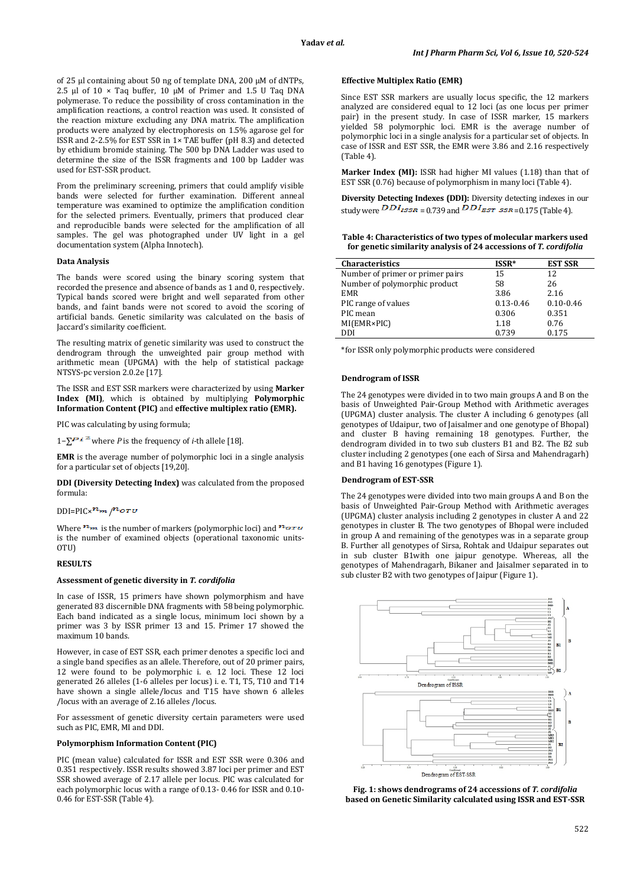of 25 µl containing about 50 ng of template DNA, 200 µM of dNTPs, 2.5 µl of 10 × Taq buffer, 10 µM of Primer and 1.5 U Taq DNA polymerase. To reduce the possibility of cross contamination in the amplification reactions, a control reaction was used. It consisted of the reaction mixture excluding any DNA matrix. The amplification products were analyzed by electrophoresis on 1.5% agarose gel for ISSR and 2-2.5% for EST SSR in 1× TAE buffer (pH 8.3) and detected by ethidium bromide staining. The 500 bp DNA Ladder was used to determine the size of the ISSR fragments and 100 bp Ladder was used for EST-SSR product.

From the preliminary screening, primers that could amplify visible bands were selected for further examination. Different anneal temperature was examined to optimize the amplification condition for the selected primers. Eventually, primers that produced clear and reproducible bands were selected for the amplification of all samples. The gel was photographed under UV light in a gel documentation system (Alpha Innotech).

### Data Analysis

The bands were scored using the binary scoring system that recorded the presence and absence of bands as 1 and 0, respectively. Typical bands scored were bright and well separated from other bands, and faint bands were not scored to avoid the scoring of artificial bands. Genetic similarity was calculated on the basis of Jaccard's similarity coefficient.

The resulting matrix of genetic similarity was used to construct the dendrogram through the unweighted pair group method with arithmetic mean (UPGMA) with the help of statistical package NTSYS-pc version 2.0.2e [17].

The ISSR and EST SSR markers were characterized by using **Marker Index (MI)**, which is obtained by multiplying **Polymorphic Information Content (PIC)** and **effective multiplex ratio (EMR).**

PIC was calculating by using formula;

$1-\sum P_i^2$ where *P* is the frequency of *i*-th allele [18].

**EMR** is the average number of polymorphic loci in a single analysis for a particular set of objects [19,20].

**DDI (Diversity Detecting Index)** was calculated from the proposed formula:

$DDI = PIC \times n_m / n_{OTU}$

Where $n_m$ is the number of markers (polymorphic loci) and $n_{OTU}$ is the number of examined objects (operational taxonomic units-OTU)

## RESULTS

### Assessment of genetic diversity in *T. cordifolia*

In case of ISSR, 15 primers have shown polymorphism and have generated 83 discernible DNA fragments with 58 being polymorphic. Each band indicated as a single locus, minimum loci shown by a primer was 3 by ISSR primer 13 and 15. Primer 17 showed the maximum 10 bands.

However, in case of EST SSR, each primer denotes a specific loci and a single band specifies as an allele. Therefore, out of 20 primer pairs, 12 were found to be polymorphic i. e. 12 loci. These 12 loci generated 26 alleles (1-6 alleles per locus) i. e. T1, T5, T10 and T14 have shown a single allele/locus and T15 have shown 6 alleles /locus with an average of 2.16 alleles /locus.

For assessment of genetic diversity certain parameters were used such as PIC, EMR, MI and DDI.

### Polymorphism Information Content (PIC)

PIC (mean value) calculated for ISSR and EST SSR were 0.306 and 0.351 respectively. ISSR results showed 3.87 loci per primer and EST SSR showed average of 2.17 allele per locus. PIC was calculated for each polymorphic locus with a range of 0.13- 0.46 for ISSR and 0.10-0.46 for EST-SSR (Table 4).

### Effective Multiplex Ratio (EMR)

Since EST SSR markers are usually locus specific, the 12 markers analyzed are considered equal to 12 loci (as one locus per primer pair) in the present study. In case of ISSR marker, 15 markers yielded 58 polymorphic loci. EMR is the average number of polymorphic loci in a single analysis for a particular set of objects. In case of ISSR and EST SSR, the EMR were 3.86 and 2.16 respectively (Table 4).

**Marker Index (MI):** ISSR had higher MI values (1.18) than that of EST SSR (0.76) because of polymorphism in many loci (Table 4).

**Diversity Detecting Indexes (DDI):** Diversity detecting indexes in our study were $DDI_{ISSR}$ = 0.739 and $DDI_{EST\ SSR}$ = 0.175 (Table 4).

**Table 4: Characteristics of two types of molecular markers used for genetic similarity analysis of 24 accessions of *T. cordifolia***

| Characteristics | ISSR* | EST SSR |
|---|---|---|
| Number of primer or primer pairs | 15 | 12 |
| Number of polymorphic product | 58 | 26 |
| EMR | 3.86 | 2.16 |
| PIC range of values | 0.13-0.46 | 0.10-0.46 |
| PIC mean | 0.306 | 0.351 |
| MI(EMR×PIC) | 1.18 | 0.76 |
| DDI | 0.739 | 0.175 |

*for ISSR only polymorphic products were considered

### Dendrogram of ISSR

The 24 genotypes were divided in to two main groups A and B on the basis of Unweighted Pair-Group Method with Arithmetic averages (UPGMA) cluster analysis. The cluster A including 6 genotypes (all genotypes of Udaipur, two of Jaisalmer and one genotype of Bhopal) and cluster B having remaining 18 genotypes. Further, the dendrogram divided in to two sub clusters B1 and B2. The B2 sub cluster including 2 genotypes (one each of Sirsa and Mahendragarh) and B1 having 16 genotypes (Figure 1).

### Dendrogram of EST-SSR

The 24 genotypes were divided into two main groups A and B on the basis of Unweighted Pair-Group Method with Arithmetic averages (UPGMA) cluster analysis including 2 genotypes in cluster A and 22 genotypes in cluster B. The two genotypes of Bhopal were included in group A and remaining of the genotypes was in a separate group B. Further all genotypes of Sirsa, Rohtak and Udaipur separates out in sub cluster B1with one jaipur genotype. Whereas, all the genotypes of Mahendragarh, Bikaner and Jaisalmer separated in to sub cluster B2 with two genotypes of Jaipur (Figure 1).

**Fig. 1: shows dendrograms of 24 accessions of *T. cordifolia* based on Genetic Similarity calculated using ISSR and EST-SSR**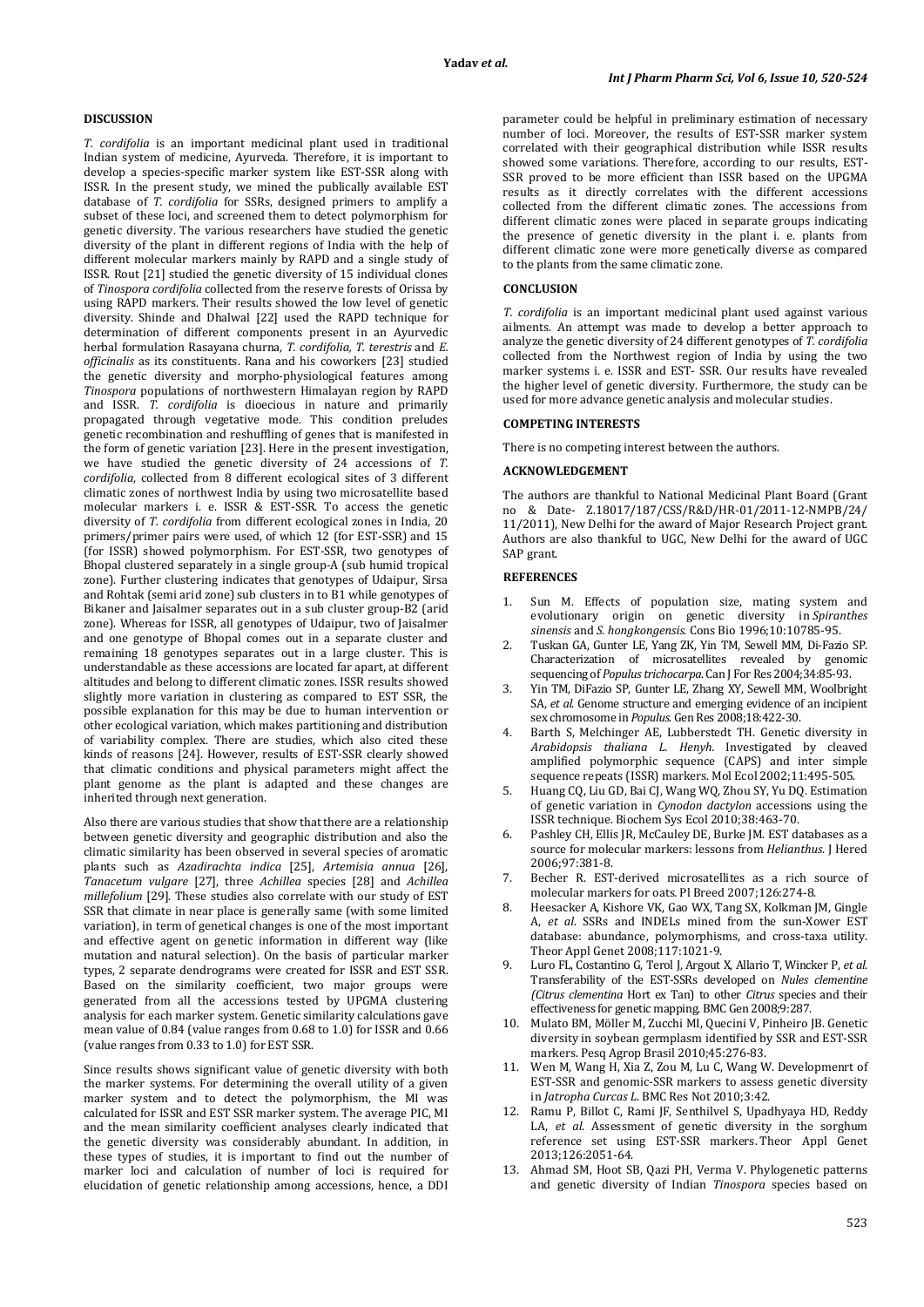## DISCUSSION

*T. cordifolia* is an important medicinal plant used in traditional Indian system of medicine, Ayurveda. Therefore, it is important to develop a species-specific marker system like EST-SSR along with ISSR. In the present study, we mined the publically available EST database of *T. cordifolia* for SSRs, designed primers to amplify a subset of these loci, and screened them to detect polymorphism for genetic diversity. The various researchers have studied the genetic diversity of the plant in different regions of India with the help of different molecular markers mainly by RAPD and a single study of ISSR. Rout [21] studied the genetic diversity of 15 individual clones of *Tinospora cordifolia* collected from the reserve forests of Orissa by using RAPD markers. Their results showed the low level of genetic diversity. Shinde and Dhalwal [22] used the RAPD technique for determination of different components present in an Ayurvedic herbal formulation Rasayana churna, *T. cordifolia, T. terestris* and *E. officinalis* as its constituents. Rana and his coworkers [23] studied the genetic diversity and morpho-physiological features among *Tinospora* populations of northwestern Himalayan region by RAPD and ISSR. *T. cordifolia* is dioecious in nature and primarily propagated through vegetative mode. This condition preludes genetic recombination and reshuffling of genes that is manifested in the form of genetic variation [23]. Here in the present investigation, we have studied the genetic diversity of 24 accessions of *T. cordifolia*, collected from 8 different ecological sites of 3 different climatic zones of northwest India by using two microsatellite based molecular markers i. e. ISSR & EST-SSR. To access the genetic diversity of *T. cordifolia* from different ecological zones in India, 20 primers/primer pairs were used, of which 12 (for EST-SSR) and 15 (for ISSR) showed polymorphism. For EST-SSR, two genotypes of Bhopal clustered separately in a single group-A (sub humid tropical zone). Further clustering indicates that genotypes of Udaipur, Sirsa and Rohtak (semi arid zone) sub clusters in to B1 while genotypes of Bikaner and Jaisalmer separates out in a sub cluster group-B2 (arid zone). Whereas for ISSR, all genotypes of Udaipur, two of Jaisalmer and one genotype of Bhopal comes out in a separate cluster and remaining 18 genotypes separates out in a large cluster. This is understandable as these accessions are located far apart, at different altitudes and belong to different climatic zones. ISSR results showed slightly more variation in clustering as compared to EST SSR, the possible explanation for this may be due to human intervention or other ecological variation, which makes partitioning and distribution of variability complex. There are studies, which also cited these kinds of reasons [24]. However, results of EST-SSR clearly showed that climatic conditions and physical parameters might affect the plant genome as the plant is adapted and these changes are inherited through next generation.

Also there are various studies that show that there are a relationship between genetic diversity and geographic distribution and also the climatic similarity has been observed in several species of aromatic plants such as *Azadirachta indica* [25], *Artemisia annua* [26], *Tanacetum vulgare* [27], three *Achillea* species [28] and *Achillea millefolium* [29]. These studies also correlate with our study of EST SSR that climate in near place is generally same (with some limited variation), in term of genetical changes is one of the most important and effective agent on genetic information in different way (like mutation and natural selection). On the basis of particular marker types, 2 separate dendrograms were created for ISSR and EST SSR. Based on the similarity coefficient, two major groups were generated from all the accessions tested by UPGMA clustering analysis for each marker system. Genetic similarity calculations gave mean value of 0.84 (value ranges from 0.68 to 1.0) for ISSR and 0.66 (value ranges from 0.33 to 1.0) for EST SSR.

Since results shows significant value of genetic diversity with both the marker systems. For determining the overall utility of a given marker system and to detect the polymorphism, the MI was calculated for ISSR and EST SSR marker system. The average PIC, MI and the mean similarity coefficient analyses clearly indicated that the genetic diversity was considerably abundant. In addition, in these types of studies, it is important to find out the number of marker loci and calculation of number of loci is required for elucidation of genetic relationship among accessions, hence, a DDI parameter could be helpful in preliminary estimation of necessary number of loci. Moreover, the results of EST-SSR marker system correlated with their geographical distribution while ISSR results showed some variations. Therefore, according to our results, EST-SSR proved to be more efficient than ISSR based on the UPGMA results as it directly correlates with the different accessions collected from the different climatic zones. The accessions from different climatic zones were placed in separate groups indicating the presence of genetic diversity in the plant i. e. plants from different climatic zone were more genetically diverse as compared to the plants from the same climatic zone.

## CONCLUSION

*T. cordifolia* is an important medicinal plant used against various ailments. An attempt was made to develop a better approach to analyze the genetic diversity of 24 different genotypes of *T. cordifolia* collected from the Northwest region of India by using the two marker systems i. e. ISSR and EST- SSR. Our results have revealed the higher level of genetic diversity. Furthermore, the study can be used for more advance genetic analysis and molecular studies.

## COMPETING INTERESTS

There is no competing interest between the authors.

## ACKNOWLEDGEMENT

The authors are thankful to National Medicinal Plant Board (Grant no & Date- Z.18017/187/CSS/R&D/HR-01/2011-12-NMPB/24/ 11/2011), New Delhi for the award of Major Research Project grant. Authors are also thankful to UGC, New Delhi for the award of UGC SAP grant.

## REFERENCES

1. Sun M. Effects of population size, mating system and evolutionary origin on genetic diversity in *Spiranthes sinensis* and *S. hongkongensis*. Cons Bio 1996;10:10785-95.
2. Tuskan GA, Gunter LE, Yang ZK, Yin TM, Sewell MM, Di-Fazio SP. Characterization of microsatellites revealed by genomic sequencing of *Populus trichocarpa*. Can J For Res 2004;34:85-93.
3. Yin TM, DiFazio SP, Gunter LE, Zhang XY, Sewell MM, Woolbright SA, *et al*. Genome structure and emerging evidence of an incipient sex chromosome in *Populus*. Gen Res 2008;18:422-30.
4. Barth S, Melchinger AE, Lubberstedt TH. Genetic diversity in *Arabidopsis thaliana L. Henyh*. Investigated by cleaved amplified polymorphic sequence (CAPS) and inter simple sequence repeats (ISSR) markers. Mol Ecol 2002;11:495-505.
5. Huang CQ, Liu GD, Bai CJ, Wang WQ, Zhou SY, Yu DQ. Estimation of genetic variation in *Cynodon dactylon* accessions using the ISSR technique. Biochem Sys Ecol 2010;38:463-70.
6. Pashley CH, Ellis JR, McCauley DE, Burke JM. EST databases as a source for molecular markers: lessons from *Helianthus*. J Hered 2006;97:381-8.
7. Becher R. EST-derived microsatellites as a rich source of molecular markers for oats. Pl Breed 2007;126:274-8.
8. Heesacker A, Kishore VK, Gao WX, Tang SX, Kolkman JM, Gingle A, *et al*. SSRs and INDELs mined from the sun-Xower EST database: abundance, polymorphisms, and cross-taxa utility. Theor Appl Genet 2008;117:1021-9.
9. Luro FL, Costantino G, Terol J, Argout X, Allario T, Wincker P, *et al*. Transferability of the EST-SSRs developed on *Nules clementine (Citrus clementina* Hort ex Tan) to other *Citrus* species and their effectiveness for genetic mapping. BMC Gen 2008;9:287.
10. Mulato BM, Möller M, Zucchi MI, Quecini V, Pinheiro JB. Genetic diversity in soybean germplasm identified by SSR and EST-SSR markers. Pesq Agrop Brasil 2010;45:276-83.
11. Wen M, Wang H, Xia Z, Zou M, Lu C, Wang W. Developmenrt of EST-SSR and genomic-SSR markers to assess genetic diversity in *Jatropha Curcas L*. BMC Res Not 2010;3:42.
12. Ramu P, Billot C, Rami JF, Senthilvel S, Upadhyaya HD, Reddy LA, *et al*. Assessment of genetic diversity in the sorghum reference set using EST-SSR markers. Theor Appl Genet 2013;126:2051-64.
13. Ahmad SM, Hoot SB, Qazi PH, Verma V. Phylogenetic patterns and genetic diversity of Indian *Tinospora* species based on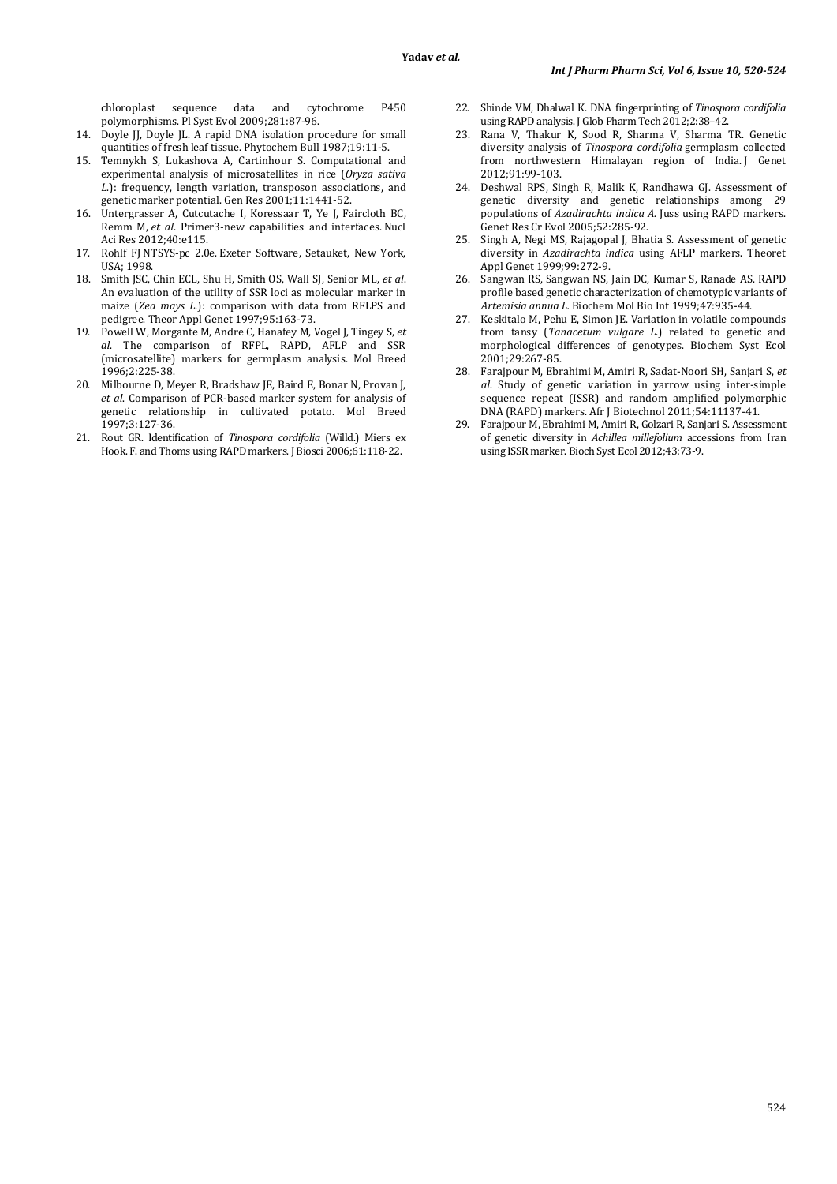chloroplast sequence data and cytochrome P450 polymorphisms. Pl Syst Evol 2009;281:87-96.

14. Doyle JJ, Doyle JL. A rapid DNA isolation procedure for small quantities of fresh leaf tissue. Phytochem Bull 1987;19:11-5.
15. Temnykh S, Lukashova A, Cartinhour S. Computational and experimental analysis of microsatellites in rice (*Oryza sativa L.*): frequency, length variation, transposon associations, and genetic marker potential. Gen Res 2001;11:1441-52.
16. Untergrasser A, Cutcutache I, Koressaar T, Ye J, Faircloth BC, Remm M, *et al*. Primer3-new capabilities and interfaces. Nucl Aci Res 2012;40:e115.
17. Rohlf FJ NTSYS-pc 2.0e. Exeter Software, Setauket, New York, USA; 1998.
18. Smith JSC, Chin ECL, Shu H, Smith OS, Wall SJ, Senior ML, *et al*. An evaluation of the utility of SSR loci as molecular marker in maize (*Zea mays L.*): comparison with data from RFLPS and pedigree. Theor Appl Genet 1997;95:163-73.
19. Powell W, Morgante M, Andre C, Hanafey M, Vogel J, Tingey S, *et al*. The comparison of RFPL, RAPD, AFLP and SSR (microsatellite) markers for germplasm analysis. Mol Breed 1996;2:225-38.
20. Milbourne D, Meyer R, Bradshaw JE, Baird E, Bonar N, Provan J, *et al*. Comparison of PCR-based marker system for analysis of genetic relationship in cultivated potato. Mol Breed 1997;3:127-36.
21. Rout GR. Identification of *Tinospora cordifolia* (Willd.) Miers ex Hook. F. and Thoms using RAPD markers. J Biosci 2006;61:118-22.
22. Shinde VM, Dhalwal K. DNA fingerprinting of *Tinospora cordifolia* using RAPD analysis. J Glob Pharm Tech 2012;2:38–42.
23. Rana V, Thakur K, Sood R, Sharma V, Sharma TR. Genetic diversity analysis of *Tinospora cordifolia* germplasm collected from northwestern Himalayan region of India. J Genet 2012;91:99-103.
24. Deshwal RPS, Singh R, Malik K, Randhawa GJ. Assessment of genetic diversity and genetic relationships among 29 populations of *Azadirachta indica A.* Juss using RAPD markers. Genet Res Cr Evol 2005;52:285-92.
25. Singh A, Negi MS, Rajagopal J, Bhatia S. Assessment of genetic diversity in *Azadirachta indica* using AFLP markers. Theoret Appl Genet 1999;99:272-9.
26. Sangwan RS, Sangwan NS, Jain DC, Kumar S, Ranade AS. RAPD profile based genetic characterization of chemotypic variants of *Artemisia annua L.* Biochem Mol Bio Int 1999;47:935-44.
27. Keskitalo M, Pehu E, Simon JE. Variation in volatile compounds from tansy (*Tanacetum vulgare L.*) related to genetic and morphological differences of genotypes. Biochem Syst Ecol 2001;29:267-85.
28. Farajpour M, Ebrahimi M, Amiri R, Sadat-Noori SH, Sanjari S, *et al*. Study of genetic variation in yarrow using inter-simple sequence repeat (ISSR) and random amplified polymorphic DNA (RAPD) markers. Afr J Biotechnol 2011;54:11137-41.
29. Farajpour M, Ebrahimi M, Amiri R, Golzari R, Sanjari S. Assessment of genetic diversity in *Achillea millefolium* accessions from Iran using ISSR marker. Bioch Syst Ecol 2012;43:73-9.